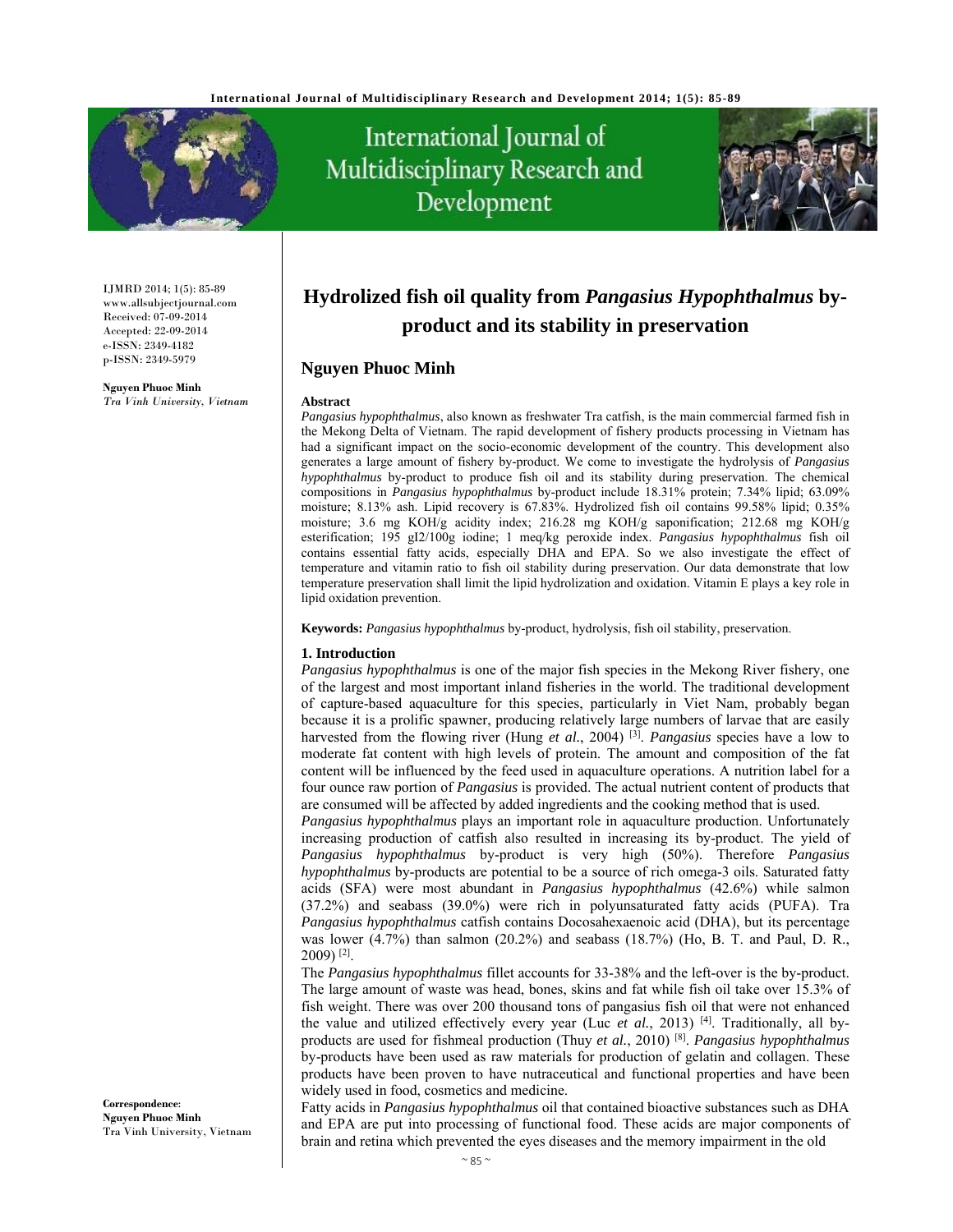IJMRD 2014; 1(5): 85-89
www.allsubjectjournal.com
Received: 07-09-2014
Accepted: 22-09-2014
e-ISSN: 2349-4182
p-ISSN: 2349-5979

**Nguyen Phuoc Minh**
*Tra Vinh University, Vietnam*

**Correspondence**:
**Nguyen Phuoc Minh**
Tra Vinh University, Vietnam

# Hydrolized fish oil quality from *Pangasius Hypophthalmus* by-product and its stability in preservation

## Nguyen Phuoc Minh

### Abstract

*Pangasius hypophthalmus*, also known as freshwater Tra catfish, is the main commercial farmed fish in the Mekong Delta of Vietnam. The rapid development of fishery products processing in Vietnam has had a significant impact on the socio-economic development of the country. This development also generates a large amount of fishery by-product. We come to investigate the hydrolysis of *Pangasius hypophthalmus* by-product to produce fish oil and its stability during preservation. The chemical compositions in *Pangasius hypophthalmus* by-product include 18.31% protein; 7.34% lipid; 63.09% moisture; 8.13% ash. Lipid recovery is 67.83%. Hydrolized fish oil contains 99.58% lipid; 0.35% moisture; 3.6 mg KOH/g acidity index; 216.28 mg KOH/g saponification; 212.68 mg KOH/g esterification; 195 gI2/100g iodine; 1 meq/kg peroxide index. *Pangasius hypophthalmus* fish oil contains essential fatty acids, especially DHA and EPA. So we also investigate the effect of temperature and vitamin ratio to fish oil stability during preservation. Our data demonstrate that low temperature preservation shall limit the lipid hydrolization and oxidation. Vitamin E plays a key role in lipid oxidation prevention.

**Keywords:** *Pangasius hypophthalmus* by-product, hydrolysis, fish oil stability, preservation.

### 1. Introduction

*Pangasius hypophthalmus* is one of the major fish species in the Mekong River fishery, one of the largest and most important inland fisheries in the world. The traditional development of capture-based aquaculture for this species, particularly in Viet Nam, probably began because it is a prolific spawner, producing relatively large numbers of larvae that are easily harvested from the flowing river (Hung *et al.*, 2004) [3]. *Pangasius* species have a low to moderate fat content with high levels of protein. The amount and composition of the fat content will be influenced by the feed used in aquaculture operations. A nutrition label for a four ounce raw portion of *Pangasius* is provided. The actual nutrient content of products that are consumed will be affected by added ingredients and the cooking method that is used.

*Pangasius hypophthalmus* plays an important role in aquaculture production. Unfortunately increasing production of catfish also resulted in increasing its by-product. The yield of *Pangasius hypophthalmus* by-product is very high (50%). Therefore *Pangasius hypophthalmus* by-products are potential to be a source of rich omega-3 oils. Saturated fatty acids (SFA) were most abundant in *Pangasius hypophthalmus* (42.6%) while salmon (37.2%) and seabass (39.0%) were rich in polyunsaturated fatty acids (PUFA). Tra *Pangasius hypophthalmus* catfish contains Docosahexaenoic acid (DHA), but its percentage was lower (4.7%) than salmon (20.2%) and seabass (18.7%) (Ho, B. T. and Paul, D. R., 2009) [2].

The *Pangasius hypophthalmus* fillet accounts for 33-38% and the left-over is the by-product. The large amount of waste was head, bones, skins and fat while fish oil take over 15.3% of fish weight. There was over 200 thousand tons of pangasius fish oil that were not enhanced the value and utilized effectively every year (Luc *et al.*, 2013) [4]. Traditionally, all by-products are used for fishmeal production (Thuy *et al.*, 2010) [8]. *Pangasius hypophthalmus* by-products have been used as raw materials for production of gelatin and collagen. These products have been proven to have nutraceutical and functional properties and have been widely used in food, cosmetics and medicine.

Fatty acids in *Pangasius hypophthalmus* oil that contained bioactive substances such as DHA and EPA are put into processing of functional food. These acids are major components of brain and retina which prevented the eyes diseases and the memory impairment in the old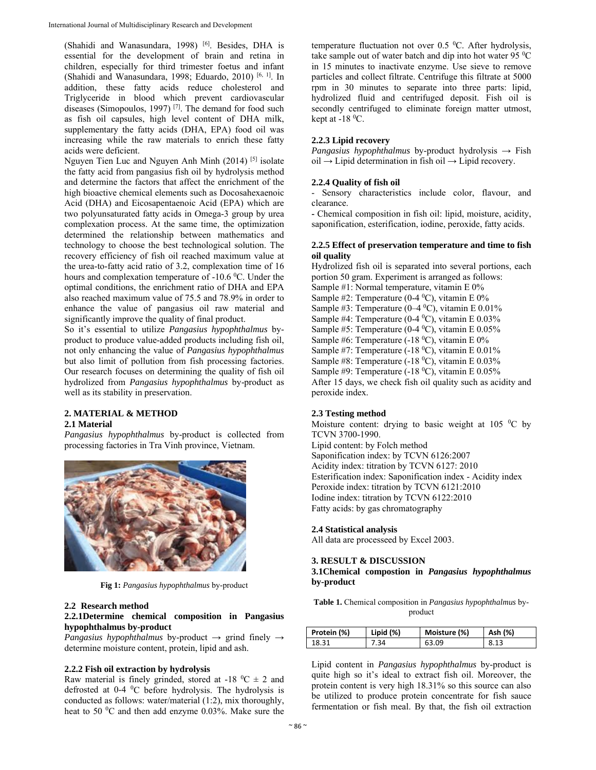(Shahidi and Wanasundara, 1998) [6]. Besides, DHA is essential for the development of brain and retina in children, especially for third trimester foetus and infant (Shahidi and Wanasundara, 1998; Eduardo, 2010) [6, 1]. In addition, these fatty acids reduce cholesterol and Triglyceride in blood which prevent cardiovascular diseases (Simopoulos, 1997) [7]. The demand for food such as fish oil capsules, high level content of DHA milk, supplementary the fatty acids (DHA, EPA) food oil was increasing while the raw materials to enrich these fatty acids were deficient.

Nguyen Tien Luc and Nguyen Anh Minh (2014) [5] isolate the fatty acid from pangasius fish oil by hydrolysis method and determine the factors that affect the enrichment of the high bioactive chemical elements such as Docosahexaenoic Acid (DHA) and Eicosapentaenoic Acid (EPA) which are two polyunsaturated fatty acids in Omega-3 group by urea complexation process. At the same time, the optimization determined the relationship between mathematics and technology to choose the best technological solution. The recovery efficiency of fish oil reached maximum value at the urea-to-fatty acid ratio of 3.2, complexation time of 16 hours and complexation temperature of -10.6 $^0$C. Under the optimal conditions, the enrichment ratio of DHA and EPA also reached maximum value of 75.5 and 78.9% in order to enhance the value of pangasius oil raw material and significantly improve the quality of final product.

So it's essential to utilize *Pangasius hypophthalmus* by-product to produce value-added products including fish oil, not only enhancing the value of *Pangasius hypophthalmus* but also limit of pollution from fish processing factories. Our research focuses on determining the quality of fish oil hydrolized from *Pangasius hypophthalmus* by-product as well as its stability in preservation.

## 2. MATERIAL & METHOD

### 2.1 Material

*Pangasius hypophthalmus* by-product is collected from processing factories in Tra Vinh province, Vietnam.

**Fig 1:** *Pangasius hypophthalmus* by-product

### 2.2 Research method

#### 2.2.1Determine chemical composition in Pangasius hypophthalmus by-product

*Pangasius hypophthalmus* by-product → grind finely → determine moisture content, protein, lipid and ash.

#### 2.2.2 Fish oil extraction by hydrolysis

Raw material is finely grinded, stored at -18 $^0$C ± 2 and defrosted at 0-4 $^0$C before hydrolysis. The hydrolysis is conducted as follows: water/material (1:2), mix thoroughly, heat to 50 $^0$C and then add enzyme 0.03%. Make sure the temperature fluctuation not over 0.5 $^0$C. After hydrolysis, take sample out of water batch and dip into hot water 95 $^0$C in 15 minutes to inactivate enzyme. Use sieve to remove particles and collect filtrate. Centrifuge this filtrate at 5000 rpm in 30 minutes to separate into three parts: lipid, hydrolized fluid and centrifuged deposit. Fish oil is secondly centrifuged to eliminate foreign matter utmost, kept at -18 $^0$C.

#### 2.2.3 Lipid recovery

*Pangasius hypophthalmus* by-product hydrolysis → Fish oil → Lipid determination in fish oil → Lipid recovery.

#### 2.2.4 Quality of fish oil

- Sensory characteristics include color, flavour, and clearance.
- Chemical composition in fish oil: lipid, moisture, acidity, saponification, esterification, iodine, peroxide, fatty acids.

#### 2.2.5 Effect of preservation temperature and time to fish oil quality

Hydrolized fish oil is separated into several portions, each portion 50 gram. Experiment is arranged as follows:

Sample #1: Normal temperature, vitamin E 0%
Sample #2: Temperature (0-4 $^0$C), vitamin E 0%
Sample #3: Temperature (0–4 $^0$C), vitamin E 0.01%
Sample #4: Temperature (0-4 $^0$C), vitamin E 0.03%
Sample #5: Temperature (0-4 $^0$C), vitamin E 0.05%
Sample #6: Temperature (-18 $^0$C), vitamin E 0%
Sample #7: Temperature (-18 $^0$C), vitamin E 0.01%
Sample #8: Temperature (-18 $^0$C), vitamin E 0.03%
Sample #9: Temperature (-18 $^0$C), vitamin E 0.05%

After 15 days, we check fish oil quality such as acidity and peroxide index.

### 2.3 Testing method

Moisture content: drying to basic weight at 105 $^0$C by TCVN 3700-1990.
Lipid content: by Folch method
Saponification index: by TCVN 6126:2007
Acidity index: titration by TCVN 6127: 2010
Esterification index: Saponification index - Acidity index
Peroxide index: titration by TCVN 6121:2010
Iodine index: titration by TCVN 6122:2010
Fatty acids: by gas chromatography

### 2.4 Statistical analysis

All data are processeed by Excel 2003.

## 3. RESULT & DISCUSSION

### 3.1Chemical compostion in *Pangasius hypophthalmus* by-product

**Table 1.** Chemical composition in *Pangasius hypophthalmus* by-product

| Protein (%) | Lipid (%) | Moisture (%) | Ash (%) |
|---|---|---|---|
| 18.31 | 7.34 | 63.09 | 8.13 |

Lipid content in *Pangasius hypophthalmus* by-product is quite high so it's ideal to extract fish oil. Moreover, the protein content is very high 18.31% so this source can also be utilized to produce protein concentrate for fish sauce fermentation or fish meal. By that, the fish oil extraction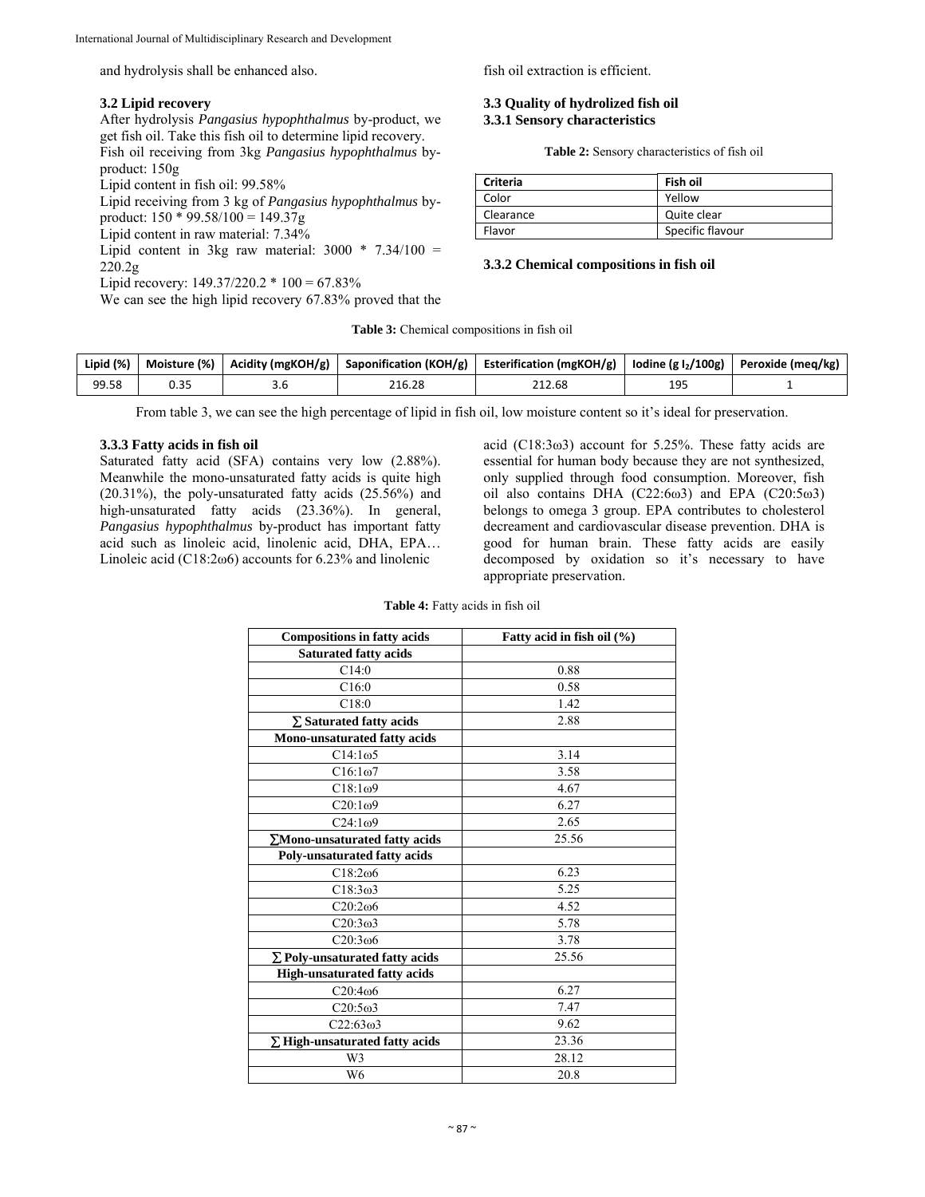and hydrolysis shall be enhanced also.

### 3.2 Lipid recovery

After hydrolysis *Pangasius hypophthalmus* by-product, we get fish oil. Take this fish oil to determine lipid recovery.

Fish oil receiving from 3kg *Pangasius hypophthalmus* by-product: 150g

Lipid content in fish oil: 99.58%

Lipid receiving from 3 kg of *Pangasius hypophthalmus* by-product: 150 * 99.58/100 = 149.37g

Lipid content in raw material: 7.34%

Lipid content in 3kg raw material: 3000 * 7.34/100 = 220.2g

Lipid recovery: 149.37/220.2 * 100 = 67.83%

We can see the high lipid recovery 67.83% proved that the fish oil extraction is efficient.

### 3.3 Quality of hydrolized fish oil

#### 3.3.1 Sensory characteristics

**Table 2:** Sensory characteristics of fish oil

| Criteria | Fish oil |
|---|---|
| Color | Yellow |
| Clearance | Quite clear |
| Flavor | Specific flavour |

#### 3.3.2 Chemical compositions in fish oil

**Table 3:** Chemical compositions in fish oil

| Lipid (%) | Moisture (%) | Acidity (mgKOH/g) | Saponification (KOH/g) | Esterification (mgKOH/g) | Iodine (g $I_2$/100g) | Peroxide (meq/kg) |
|---|---|---|---|---|---|---|
| 99.58 | 0.35 | 3.6 | 216.28 | 212.68 | 195 | 1 |

From table 3, we can see the high percentage of lipid in fish oil, low moisture content so it's ideal for preservation.

#### 3.3.3 Fatty acids in fish oil

Saturated fatty acid (SFA) contains very low (2.88%). Meanwhile the mono-unsaturated fatty acids is quite high (20.31%), the poly-unsaturated fatty acids (25.56%) and high-unsaturated fatty acids (23.36%). In general, *Pangasius hypophthalmus* by-product has important fatty acid such as linoleic acid, linolenic acid, DHA, EPA… Linoleic acid (C18:2ω6) accounts for 6.23% and linolenic acid (C18:3ω3) account for 5.25%. These fatty acids are essential for human body because they are not synthesized, only supplied through food consumption. Moreover, fish oil also contains DHA (C22:6ω3) and EPA (C20:5ω3) belongs to omega 3 group. EPA contributes to cholesterol decreament and cardiovascular disease prevention. DHA is good for human brain. These fatty acids are easily decomposed by oxidation so it's necessary to have appropriate preservation.

**Table 4:** Fatty acids in fish oil

| Compositions in fatty acids | Fatty acid in fish oil (%) |
|---|---|
| **Saturated fatty acids** | |
| C14:0 | 0.88 |
| C16:0 | 0.58 |
| C18:0 | 1.42 |
| **∑ Saturated fatty acids** | 2.88 |
| **Mono-unsaturated fatty acids** | |
| C14:1ω5 | 3.14 |
| C16:1ω7 | 3.58 |
| C18:1ω9 | 4.67 |
| C20:1ω9 | 6.27 |
| C24:1ω9 | 2.65 |
| **∑Mono-unsaturated fatty acids** | 25.56 |
| **Poly-unsaturated fatty acids** | |
| C18:2ω6 | 6.23 |
| C18:3ω3 | 5.25 |
| C20:2ω6 | 4.52 |
| C20:3ω3 | 5.78 |
| C20:3ω6 | 3.78 |
| **∑ Poly-unsaturated fatty acids** | 25.56 |
| **High-unsaturated fatty acids** | |
| C20:4ω6 | 6.27 |
| C20:5ω3 | 7.47 |
| C22:63ω3 | 9.62 |
| **∑ High-unsaturated fatty acids** | 23.36 |
| W3 | 28.12 |
| W6 | 20.8 |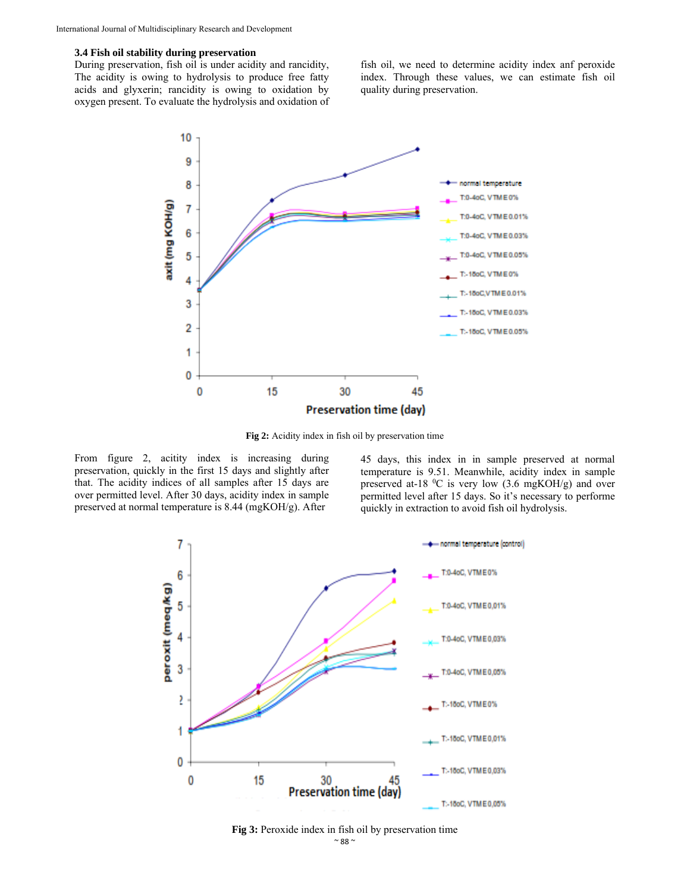### 3.4 Fish oil stability during preservation

During preservation, fish oil is under acidity and rancidity, The acidity is owing to hydrolysis to produce free fatty acids and glyxerin; rancidity is owing to oxidation by oxygen present. To evaluate the hydrolysis and oxidation of fish oil, we need to determine acidity index anf peroxide index. Through these values, we can estimate fish oil quality during preservation.

**Fig 2:** Acidity index in fish oil by preservation time

From figure 2, acitity index is increasing during preservation, quickly in the first 15 days and slightly after that. The acidity indices of all samples after 15 days are over permitted level. After 30 days, acidity index in sample preserved at normal temperature is 8.44 (mgKOH/g). After 45 days, this index in in sample preserved at normal temperature is 9.51. Meanwhile, acidity index in sample preserved at-18 $^{0}$C is very low (3.6 mgKOH/g) and over permitted level after 15 days. So it's necessary to performe quickly in extraction to avoid fish oil hydrolysis.

**Fig 3:** Peroxide index in fish oil by preservation time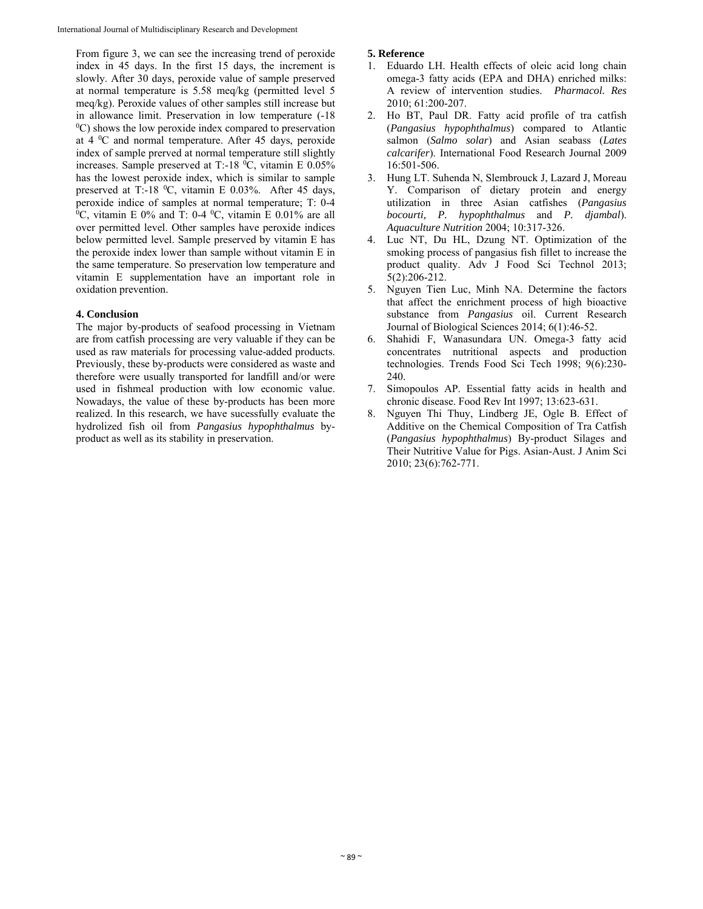From figure 3, we can see the increasing trend of peroxide index in 45 days. In the first 15 days, the increment is slowly. After 30 days, peroxide value of sample preserved at normal temperature is 5.58 meq/kg (permitted level 5 meq/kg). Peroxide values of other samples still increase but in allowance limit. Preservation in low temperature (-18 $^0$C) shows the low peroxide index compared to preservation at 4 $^0$C and normal temperature. After 45 days, peroxide index of sample prerved at normal temperature still slightly increases. Sample preserved at T:-18 $^0$C, vitamin E 0.05% has the lowest peroxide index, which is similar to sample preserved at T:-18 $^0$C, vitamin E 0.03%. After 45 days, peroxide indice of samples at normal temperature; T: 0-4 $^0$C, vitamin E 0% and T: 0-4 $^0$C, vitamin E 0.01% are all over permitted level. Other samples have peroxide indices below permitted level. Sample preserved by vitamin E has the peroxide index lower than sample without vitamin E in the same temperature. So preservation low temperature and vitamin E supplementation have an important role in oxidation prevention.

## 4. Conclusion

The major by-products of seafood processing in Vietnam are from catfish processing are very valuable if they can be used as raw materials for processing value-added products. Previously, these by-products were considered as waste and therefore were usually transported for landfill and/or were used in fishmeal production with low economic value. Nowadays, the value of these by-products has been more realized. In this research, we have sucessfully evaluate the hydrolized fish oil from *Pangasius hypophthalmus* by-product as well as its stability in preservation.

## 5. Reference

1. Eduardo LH. Health effects of oleic acid long chain omega-3 fatty acids (EPA and DHA) enriched milks: A review of intervention studies. *Pharmacol. Res* 2010; 61:200-207.
2. Ho BT, Paul DR. Fatty acid profile of tra catfish (*Pangasius hypophthalmus*) compared to Atlantic salmon (*Salmo solar*) and Asian seabass (*Lates calcarifer*). International Food Research Journal 2009 16:501-506.
3. Hung LT. Suhenda N, Slembrouck J, Lazard J, Moreau Y. Comparison of dietary protein and energy utilization in three Asian catfishes (*Pangasius bocourti, P. hypophthalmus* and *P. djambal*). *Aquaculture Nutrition* 2004; 10:317-326.
4. Luc NT, Du HL, Dzung NT. Optimization of the smoking process of pangasius fish fillet to increase the product quality. Adv J Food Sci Technol 2013; 5(2):206-212.
5. Nguyen Tien Luc, Minh NA. Determine the factors that affect the enrichment process of high bioactive substance from *Pangasius* oil. Current Research Journal of Biological Sciences 2014; 6(1):46-52.
6. Shahidi F, Wanasundara UN. Omega-3 fatty acid concentrates nutritional aspects and production technologies. Trends Food Sci Tech 1998; 9(6):230-240.
7. Simopoulos AP. Essential fatty acids in health and chronic disease. Food Rev Int 1997; 13:623-631.
8. Nguyen Thi Thuy, Lindberg JE, Ogle B. Effect of Additive on the Chemical Composition of Tra Catfish (*Pangasius hypophthalmus*) By-product Silages and Their Nutritive Value for Pigs. Asian-Aust. J Anim Sci 2010; 23(6):762-771.